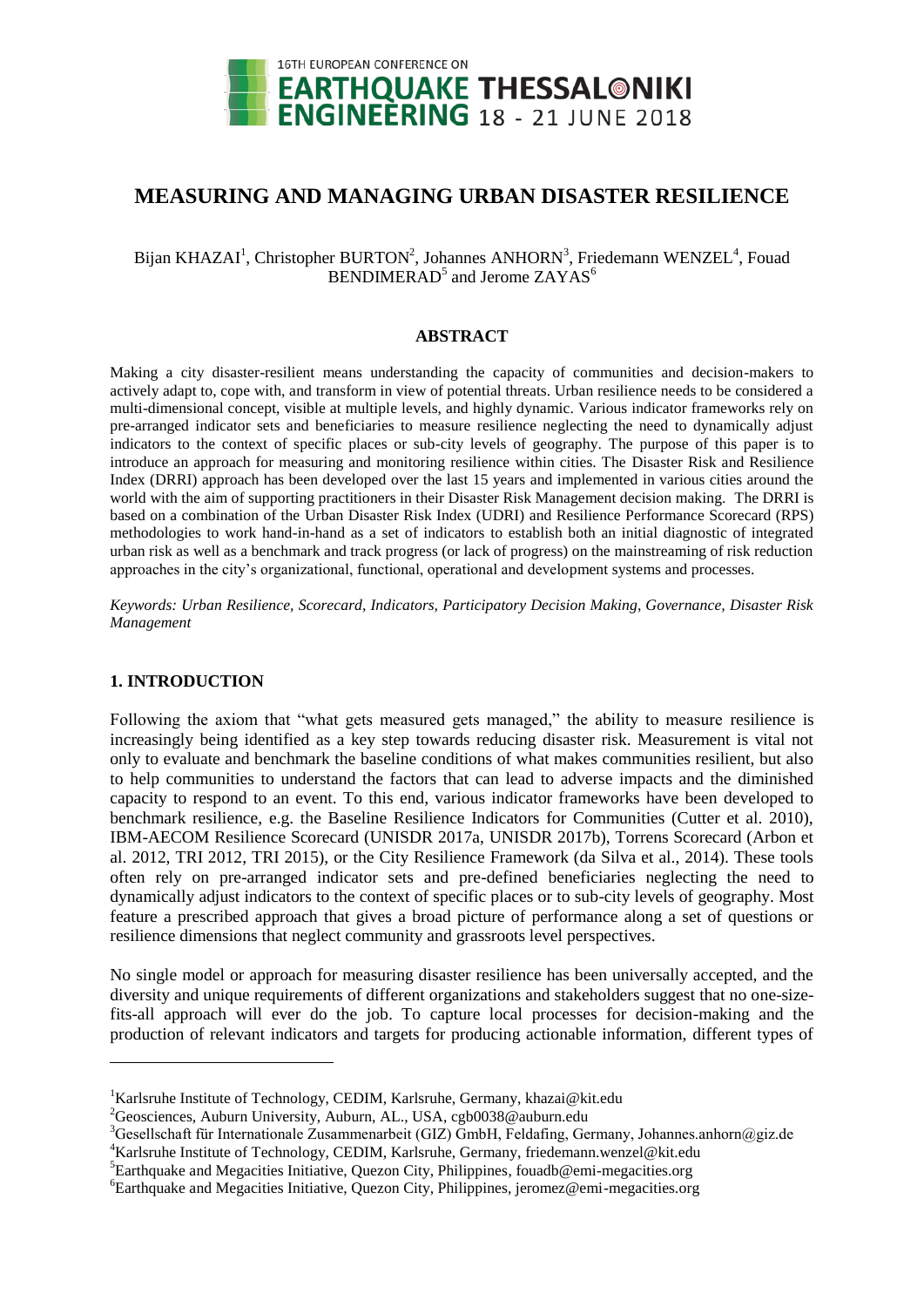# MEASURING AND MANAGING URBAN DISASTER RESILIENCE

Bijan KHAZAI[1], Christopher BURTON[2], Johannes ANHORN[3], Friedemann WENZEL[4], Fouad BENDIMERAD[5] and Jerome ZAYAS[6]

## ABSTRACT

Making a city disaster-resilient means understanding the capacity of communities and decision-makers to actively adapt to, cope with, and transform in view of potential threats. Urban resilience needs to be considered a multi-dimensional concept, visible at multiple levels, and highly dynamic. Various indicator frameworks rely on pre-arranged indicator sets and beneficiaries to measure resilience neglecting the need to dynamically adjust indicators to the context of specific places or sub-city levels of geography. The purpose of this paper is to introduce an approach for measuring and monitoring resilience within cities. The Disaster Risk and Resilience Index (DRRI) approach has been developed over the last 15 years and implemented in various cities around the world with the aim of supporting practitioners in their Disaster Risk Management decision making. The DRRI is based on a combination of the Urban Disaster Risk Index (UDRI) and Resilience Performance Scorecard (RPS) methodologies to work hand-in-hand as a set of indicators to establish both an initial diagnostic of integrated urban risk as well as a benchmark and track progress (or lack of progress) on the mainstreaming of risk reduction approaches in the city's organizational, functional, operational and development systems and processes.

*Keywords: Urban Resilience, Scorecard, Indicators, Participatory Decision Making, Governance, Disaster Risk Management*

## 1. INTRODUCTION

Following the axiom that "what gets measured gets managed," the ability to measure resilience is increasingly being identified as a key step towards reducing disaster risk. Measurement is vital not only to evaluate and benchmark the baseline conditions of what makes communities resilient, but also to help communities to understand the factors that can lead to adverse impacts and the diminished capacity to respond to an event. To this end, various indicator frameworks have been developed to benchmark resilience, e.g. the Baseline Resilience Indicators for Communities (Cutter et al. 2010), IBM-AECOM Resilience Scorecard (UNISDR 2017a, UNISDR 2017b), Torrens Scorecard (Arbon et al. 2012, TRI 2012, TRI 2015), or the City Resilience Framework (da Silva et al., 2014). These tools often rely on pre-arranged indicator sets and pre-defined beneficiaries neglecting the need to dynamically adjust indicators to the context of specific places or to sub-city levels of geography. Most feature a prescribed approach that gives a broad picture of performance along a set of questions or resilience dimensions that neglect community and grassroots level perspectives.

No single model or approach for measuring disaster resilience has been universally accepted, and the diversity and unique requirements of different organizations and stakeholders suggest that no one-size-fits-all approach will ever do the job. To capture local processes for decision-making and the production of relevant indicators and targets for producing actionable information, different types of

---

[1]Karlsruhe Institute of Technology, CEDIM, Karlsruhe, Germany, khazai@kit.edu

[2]Geosciences, Auburn University, Auburn, AL., USA, cgb0038@auburn.edu

[3]Gesellschaft für Internationale Zusammenarbeit (GIZ) GmbH, Feldafing, Germany, Johannes.anhorn@giz.de

[4]Karlsruhe Institute of Technology, CEDIM, Karlsruhe, Germany, friedemann.wenzel@kit.edu

[5]Earthquake and Megacities Initiative, Quezon City, Philippines, fouadb@emi-megacities.org

[6]Earthquake and Megacities Initiative, Quezon City, Philippines, jeromez@emi-megacities.org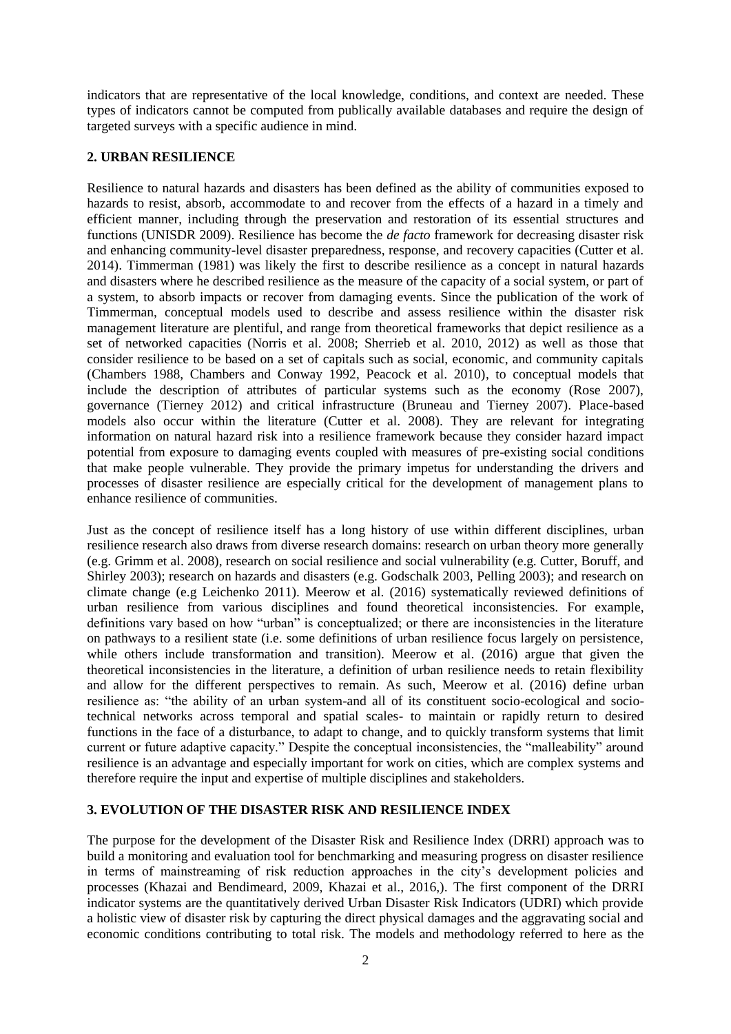indicators that are representative of the local knowledge, conditions, and context are needed. These types of indicators cannot be computed from publically available databases and require the design of targeted surveys with a specific audience in mind.

## 2. URBAN RESILIENCE

Resilience to natural hazards and disasters has been defined as the ability of communities exposed to hazards to resist, absorb, accommodate to and recover from the effects of a hazard in a timely and efficient manner, including through the preservation and restoration of its essential structures and functions (UNISDR 2009). Resilience has become the *de facto* framework for decreasing disaster risk and enhancing community-level disaster preparedness, response, and recovery capacities (Cutter et al. 2014). Timmerman (1981) was likely the first to describe resilience as a concept in natural hazards and disasters where he described resilience as the measure of the capacity of a social system, or part of a system, to absorb impacts or recover from damaging events. Since the publication of the work of Timmerman, conceptual models used to describe and assess resilience within the disaster risk management literature are plentiful, and range from theoretical frameworks that depict resilience as a set of networked capacities (Norris et al. 2008; Sherrieb et al. 2010, 2012) as well as those that consider resilience to be based on a set of capitals such as social, economic, and community capitals (Chambers 1988, Chambers and Conway 1992, Peacock et al. 2010), to conceptual models that include the description of attributes of particular systems such as the economy (Rose 2007), governance (Tierney 2012) and critical infrastructure (Bruneau and Tierney 2007). Place-based models also occur within the literature (Cutter et al. 2008). They are relevant for integrating information on natural hazard risk into a resilience framework because they consider hazard impact potential from exposure to damaging events coupled with measures of pre-existing social conditions that make people vulnerable. They provide the primary impetus for understanding the drivers and processes of disaster resilience are especially critical for the development of management plans to enhance resilience of communities.

Just as the concept of resilience itself has a long history of use within different disciplines, urban resilience research also draws from diverse research domains: research on urban theory more generally (e.g. Grimm et al. 2008), research on social resilience and social vulnerability (e.g. Cutter, Boruff, and Shirley 2003); research on hazards and disasters (e.g. Godschalk 2003, Pelling 2003); and research on climate change (e.g Leichenko 2011). Meerow et al. (2016) systematically reviewed definitions of urban resilience from various disciplines and found theoretical inconsistencies. For example, definitions vary based on how "urban" is conceptualized; or there are inconsistencies in the literature on pathways to a resilient state (i.e. some definitions of urban resilience focus largely on persistence, while others include transformation and transition). Meerow et al. (2016) argue that given the theoretical inconsistencies in the literature, a definition of urban resilience needs to retain flexibility and allow for the different perspectives to remain. As such, Meerow et al. (2016) define urban resilience as: "the ability of an urban system-and all of its constituent socio-ecological and socio-technical networks across temporal and spatial scales- to maintain or rapidly return to desired functions in the face of a disturbance, to adapt to change, and to quickly transform systems that limit current or future adaptive capacity." Despite the conceptual inconsistencies, the "malleability" around resilience is an advantage and especially important for work on cities, which are complex systems and therefore require the input and expertise of multiple disciplines and stakeholders.

## 3. EVOLUTION OF THE DISASTER RISK AND RESILIENCE INDEX

The purpose for the development of the Disaster Risk and Resilience Index (DRRI) approach was to build a monitoring and evaluation tool for benchmarking and measuring progress on disaster resilience in terms of mainstreaming of risk reduction approaches in the city's development policies and processes (Khazai and Bendimeard, 2009, Khazai et al., 2016,). The first component of the DRRI indicator systems are the quantitatively derived Urban Disaster Risk Indicators (UDRI) which provide a holistic view of disaster risk by capturing the direct physical damages and the aggravating social and economic conditions contributing to total risk. The models and methodology referred to here as the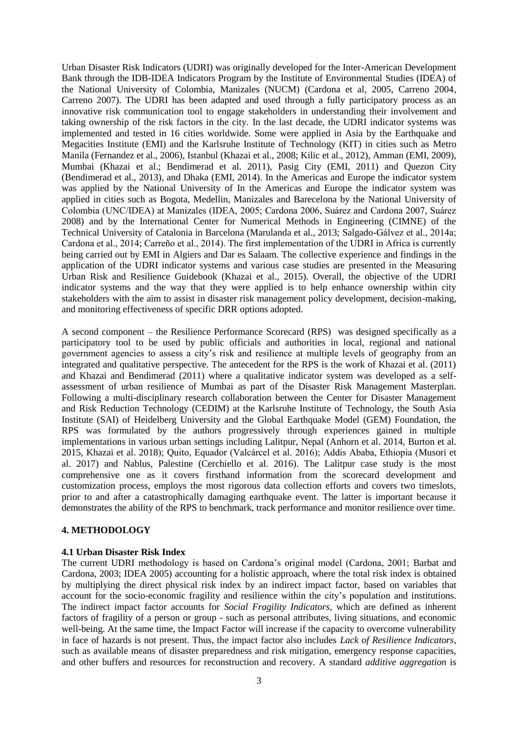Urban Disaster Risk Indicators (UDRI) was originally developed for the Inter-American Development Bank through the IDB-IDEA Indicators Program by the Institute of Environmental Studies (IDEA) of the National University of Colombia, Manizales (NUCM) (Cardona et al, 2005, Carreno 2004, Carreno 2007). The UDRI has been adapted and used through a fully participatory process as an innovative risk communication tool to engage stakeholders in understanding their involvement and taking ownership of the risk factors in the city. In the last decade, the UDRI indicator systems was implemented and tested in 16 cities worldwide. Some were applied in Asia by the Earthquake and Megacities Institute (EMI) and the Karlsruhe Institute of Technology (KIT) in cities such as Metro Manila (Fernandez et al., 2006), Istanbul (Khazai et al., 2008; Kilic et al., 2012), Amman (EMI, 2009), Mumbai (Khazai et al.; Bendimerad et al. 2011), Pasig City (EMI, 2011) and Quezon City (Bendimerad et al., 2013), and Dhaka (EMI, 2014). In the Americas and Europe the indicator system was applied by the National University of In the Americas and Europe the indicator system was applied in cities such as Bogota, Medellin, Manizales and Barecelona by the National University of Colombia (UNC/IDEA) at Manizales (IDEA, 2005; Cardona 2006, Suárez and Cardona 2007, Suárez 2008) and by the International Center for Numerical Methods in Engineering (CIMNE) of the Technical University of Catalonia in Barcelona (Marulanda et al., 2013; Salgado-Gálvez et al., 2014a; Cardona et al., 2014; Carreño et al., 2014). The first implementation of the UDRI in Africa is currently being carried out by EMI in Algiers and Dar es Salaam. The collective experience and findings in the application of the UDRI indicator systems and various case studies are presented in the Measuring Urban Risk and Resilience Guidebook (Khazai et al., 2015). Overall, the objective of the UDRI indicator systems and the way that they were applied is to help enhance ownership within city stakeholders with the aim to assist in disaster risk management policy development, decision-making, and monitoring effectiveness of specific DRR options adopted.

A second component – the Resilience Performance Scorecard (RPS) was designed specifically as a participatory tool to be used by public officials and authorities in local, regional and national government agencies to assess a city's risk and resilience at multiple levels of geography from an integrated and qualitative perspective. The antecedent for the RPS is the work of Khazai et al. (2011) and Khazai and Bendimerad (2011) where a qualitative indicator system was developed as a self-assessment of urban resilience of Mumbai as part of the Disaster Risk Management Masterplan. Following a multi-disciplinary research collaboration between the Center for Disaster Management and Risk Reduction Technology (CEDIM) at the Karlsruhe Institute of Technology, the South Asia Institute (SAI) of Heidelberg University and the Global Earthquake Model (GEM) Foundation, the RPS was formulated by the authors progressively through experiences gained in multiple implementations in various urban settings including Lalitpur, Nepal (Anhorn et al. 2014, Burton et al. 2015, Khazai et al. 2018); Quito, Equador (Valcárcel et al. 2016); Addis Ababa, Ethiopia (Musori et al. 2017) and Nablus, Palestine (Cerchiello et al. 2016). The Lalitpur case study is the most comprehensive one as it covers firsthand information from the scorecard development and customization process, employs the most rigorous data collection efforts and covers two timeslots, prior to and after a catastrophically damaging earthquake event. The latter is important because it demonstrates the ability of the RPS to benchmark, track performance and monitor resilience over time.

## 4. METHODOLOGY

### 4.1 Urban Disaster Risk Index

The current UDRI methodology is based on Cardona's original model (Cardona, 2001; Barbat and Cardona, 2003; IDEA 2005) accounting for a holistic approach, where the total risk index is obtained by multiplying the direct physical risk index by an indirect impact factor, based on variables that account for the socio-economic fragility and resilience within the city's population and institutions. The indirect impact factor accounts for *Social Fragility Indicators*, which are defined as inherent factors of fragility of a person or group - such as personal attributes, living situations, and economic well-being. At the same time, the Impact Factor will increase if the capacity to overcome vulnerability in face of hazards is not present. Thus, the impact factor also includes *Lack of Resilience Indicators*, such as available means of disaster preparedness and risk mitigation, emergency response capacities, and other buffers and resources for reconstruction and recovery. A standard *additive aggregation* is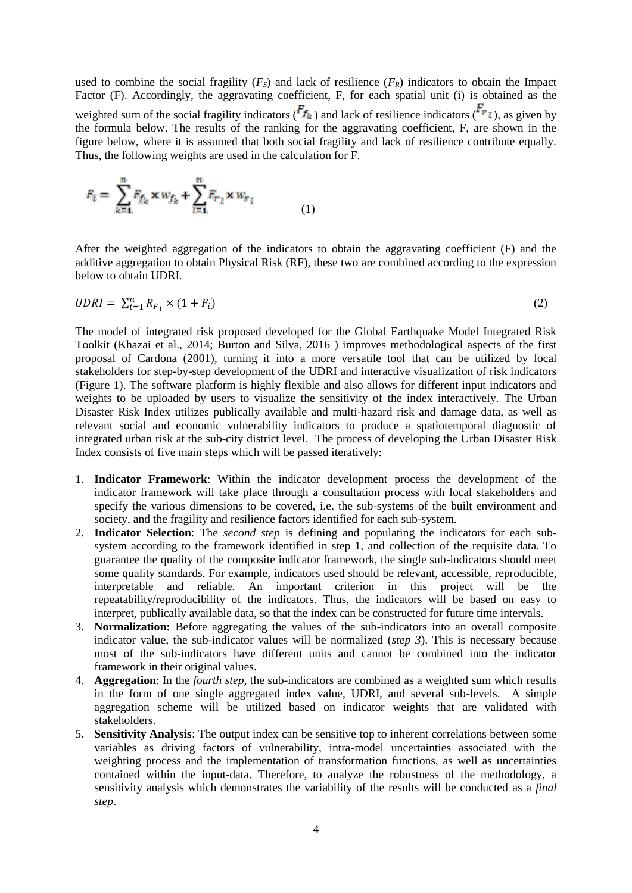used to combine the social fragility ($F_S$) and lack of resilience ($F_R$) indicators to obtain the Impact Factor (F). Accordingly, the aggravating coefficient, F, for each spatial unit (i) is obtained as the weighted sum of the social fragility indicators ($F_{f_k}$) and lack of resilience indicators ($F_{r_l}$), as given by the formula below. The results of the ranking for the aggravating coefficient, F, are shown in the figure below, where it is assumed that both social fragility and lack of resilience contribute equally. Thus, the following weights are used in the calculation for F.

$$F_i = \sum_{k=1}^{m} F_{f_k} \times w_{f_k} + \sum_{l=1}^{m} F_{r_l} \times w_{r_l} \tag{1}$$

After the weighted aggregation of the indicators to obtain the aggravating coefficient (F) and the additive aggregation to obtain Physical Risk (RF), these two are combined according to the expression below to obtain UDRI.

$$UDRI = \sum_{i=1}^{n} R_{F_i} \times (1 + F_i) \tag{2}$$

The model of integrated risk proposed developed for the Global Earthquake Model Integrated Risk Toolkit (Khazai et al., 2014; Burton and Silva, 2016 ) improves methodological aspects of the first proposal of Cardona (2001), turning it into a more versatile tool that can be utilized by local stakeholders for step-by-step development of the UDRI and interactive visualization of risk indicators (Figure 1). The software platform is highly flexible and also allows for different input indicators and weights to be uploaded by users to visualize the sensitivity of the index interactively. The Urban Disaster Risk Index utilizes publically available and multi-hazard risk and damage data, as well as relevant social and economic vulnerability indicators to produce a spatiotemporal diagnostic of integrated urban risk at the sub-city district level. The process of developing the Urban Disaster Risk Index consists of five main steps which will be passed iteratively:

1. **Indicator Framework**: Within the indicator development process the development of the indicator framework will take place through a consultation process with local stakeholders and specify the various dimensions to be covered, i.e. the sub-systems of the built environment and society, and the fragility and resilience factors identified for each sub-system.
2. **Indicator Selection**: The *second step* is defining and populating the indicators for each sub-system according to the framework identified in step 1, and collection of the requisite data. To guarantee the quality of the composite indicator framework, the single sub-indicators should meet some quality standards. For example, indicators used should be relevant, accessible, reproducible, interpretable and reliable. An important criterion in this project will be the repeatability/reproducibility of the indicators. Thus, the indicators will be based on easy to interpret, publically available data, so that the index can be constructed for future time intervals.
3. **Normalization:** Before aggregating the values of the sub-indicators into an overall composite indicator value, the sub-indicator values will be normalized (*step 3*). This is necessary because most of the sub-indicators have different units and cannot be combined into the indicator framework in their original values.
4. **Aggregation**: In the *fourth step*, the sub-indicators are combined as a weighted sum which results in the form of one single aggregated index value, UDRI, and several sub-levels. A simple aggregation scheme will be utilized based on indicator weights that are validated with stakeholders.
5. **Sensitivity Analysis**: The output index can be sensitive top to inherent correlations between some variables as driving factors of vulnerability, intra-model uncertainties associated with the weighting process and the implementation of transformation functions, as well as uncertainties contained within the input-data. Therefore, to analyze the robustness of the methodology, a sensitivity analysis which demonstrates the variability of the results will be conducted as a *final step*.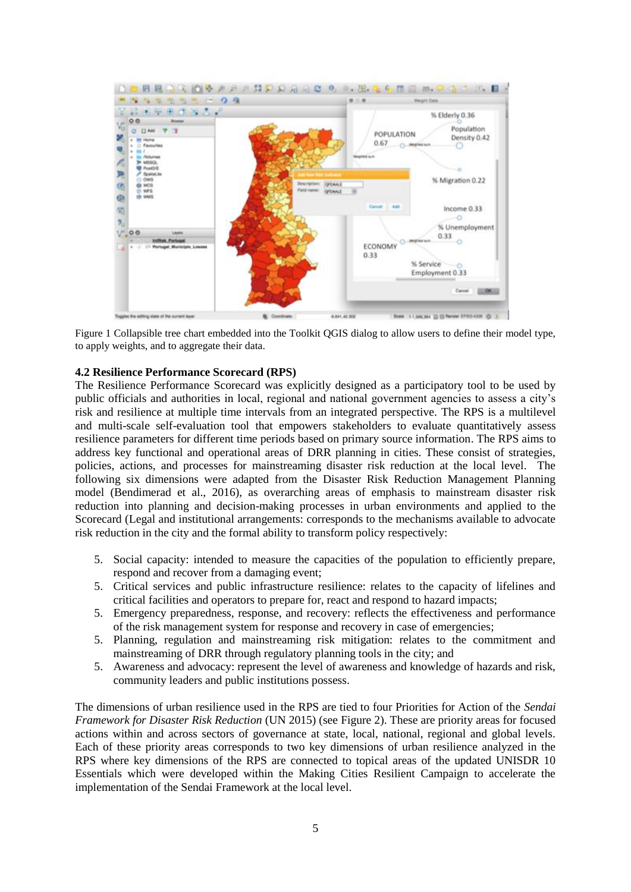Figure 1 Collapsible tree chart embedded into the Toolkit QGIS dialog to allow users to define their model type, to apply weights, and to aggregate their data.

#### 4.2 Resilience Performance Scorecard (RPS)

The Resilience Performance Scorecard was explicitly designed as a participatory tool to be used by public officials and authorities in local, regional and national government agencies to assess a city's risk and resilience at multiple time intervals from an integrated perspective. The RPS is a multilevel and multi-scale self-evaluation tool that empowers stakeholders to evaluate quantitatively assess resilience parameters for different time periods based on primary source information. The RPS aims to address key functional and operational areas of DRR planning in cities. These consist of strategies, policies, actions, and processes for mainstreaming disaster risk reduction at the local level. The following six dimensions were adapted from the Disaster Risk Reduction Management Planning model (Bendimerad et al., 2016), as overarching areas of emphasis to mainstream disaster risk reduction into planning and decision-making processes in urban environments and applied to the Scorecard (Legal and institutional arrangements: corresponds to the mechanisms available to advocate risk reduction in the city and the formal ability to transform policy respectively:

5. Social capacity: intended to measure the capacities of the population to efficiently prepare, respond and recover from a damaging event;
5. Critical services and public infrastructure resilience: relates to the capacity of lifelines and critical facilities and operators to prepare for, react and respond to hazard impacts;
5. Emergency preparedness, response, and recovery: reflects the effectiveness and performance of the risk management system for response and recovery in case of emergencies;
5. Planning, regulation and mainstreaming risk mitigation: relates to the commitment and mainstreaming of DRR through regulatory planning tools in the city; and
5. Awareness and advocacy: represent the level of awareness and knowledge of hazards and risk, community leaders and public institutions possess.

The dimensions of urban resilience used in the RPS are tied to four Priorities for Action of the *Sendai Framework for Disaster Risk Reduction* (UN 2015) (see Figure 2). These are priority areas for focused actions within and across sectors of governance at state, local, national, regional and global levels. Each of these priority areas corresponds to two key dimensions of urban resilience analyzed in the RPS where key dimensions of the RPS are connected to topical areas of the updated UNISDR 10 Essentials which were developed within the Making Cities Resilient Campaign to accelerate the implementation of the Sendai Framework at the local level.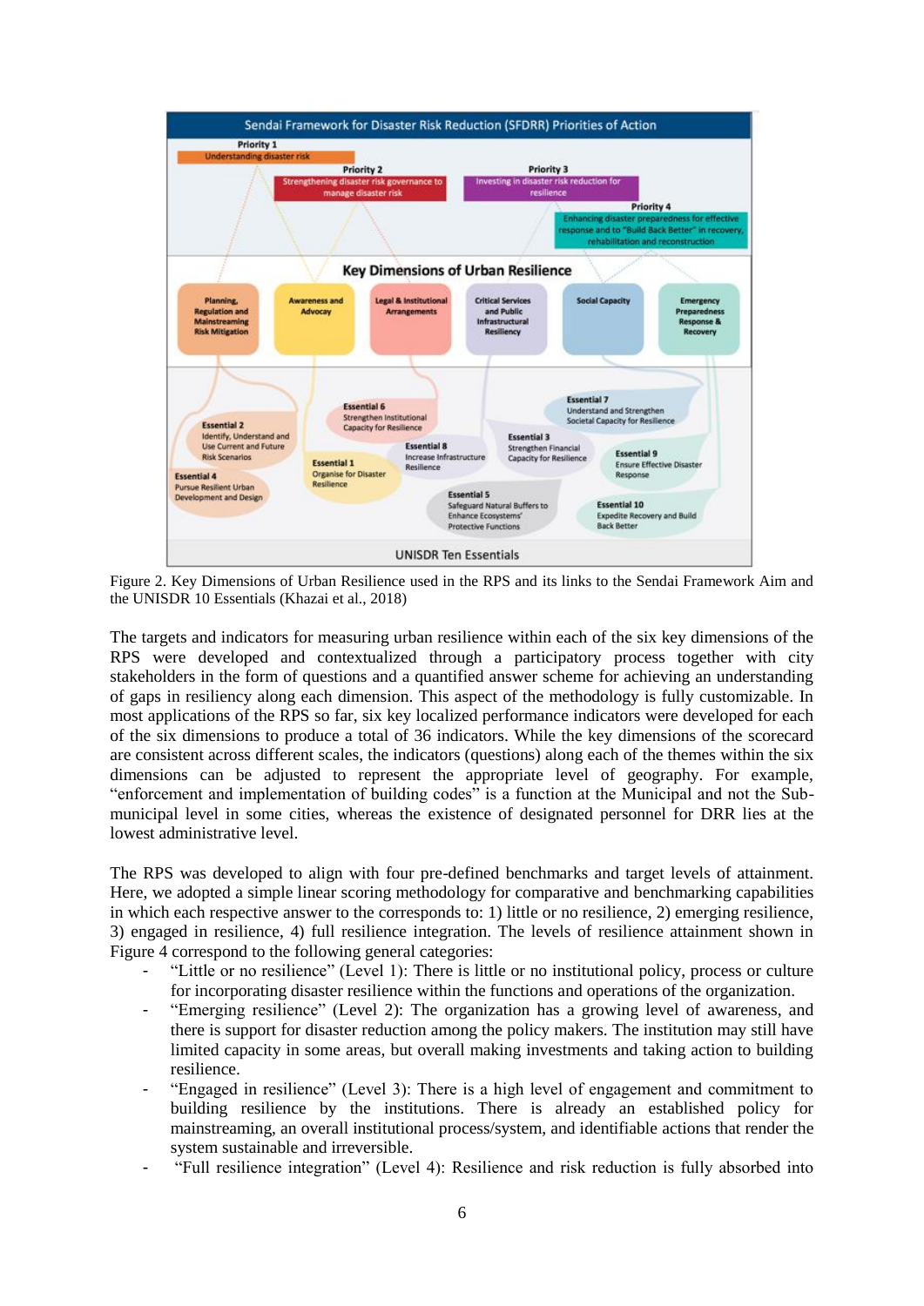Figure 2. Key Dimensions of Urban Resilience used in the RPS and its links to the Sendai Framework Aim and the UNISDR 10 Essentials (Khazai et al., 2018)

The targets and indicators for measuring urban resilience within each of the six key dimensions of the RPS were developed and contextualized through a participatory process together with city stakeholders in the form of questions and a quantified answer scheme for achieving an understanding of gaps in resiliency along each dimension. This aspect of the methodology is fully customizable. In most applications of the RPS so far, six key localized performance indicators were developed for each of the six dimensions to produce a total of 36 indicators. While the key dimensions of the scorecard are consistent across different scales, the indicators (questions) along each of the themes within the six dimensions can be adjusted to represent the appropriate level of geography. For example, "enforcement and implementation of building codes" is a function at the Municipal and not the Sub-municipal level in some cities, whereas the existence of designated personnel for DRR lies at the lowest administrative level.

The RPS was developed to align with four pre-defined benchmarks and target levels of attainment. Here, we adopted a simple linear scoring methodology for comparative and benchmarking capabilities in which each respective answer to the corresponds to: 1) little or no resilience, 2) emerging resilience, 3) engaged in resilience, 4) full resilience integration. The levels of resilience attainment shown in Figure 4 correspond to the following general categories:

- "Little or no resilience" (Level 1): There is little or no institutional policy, process or culture for incorporating disaster resilience within the functions and operations of the organization.
- "Emerging resilience" (Level 2): The organization has a growing level of awareness, and there is support for disaster reduction among the policy makers. The institution may still have limited capacity in some areas, but overall making investments and taking action to building resilience.
- "Engaged in resilience" (Level 3): There is a high level of engagement and commitment to building resilience by the institutions. There is already an established policy for mainstreaming, an overall institutional process/system, and identifiable actions that render the system sustainable and irreversible.
- "Full resilience integration" (Level 4): Resilience and risk reduction is fully absorbed into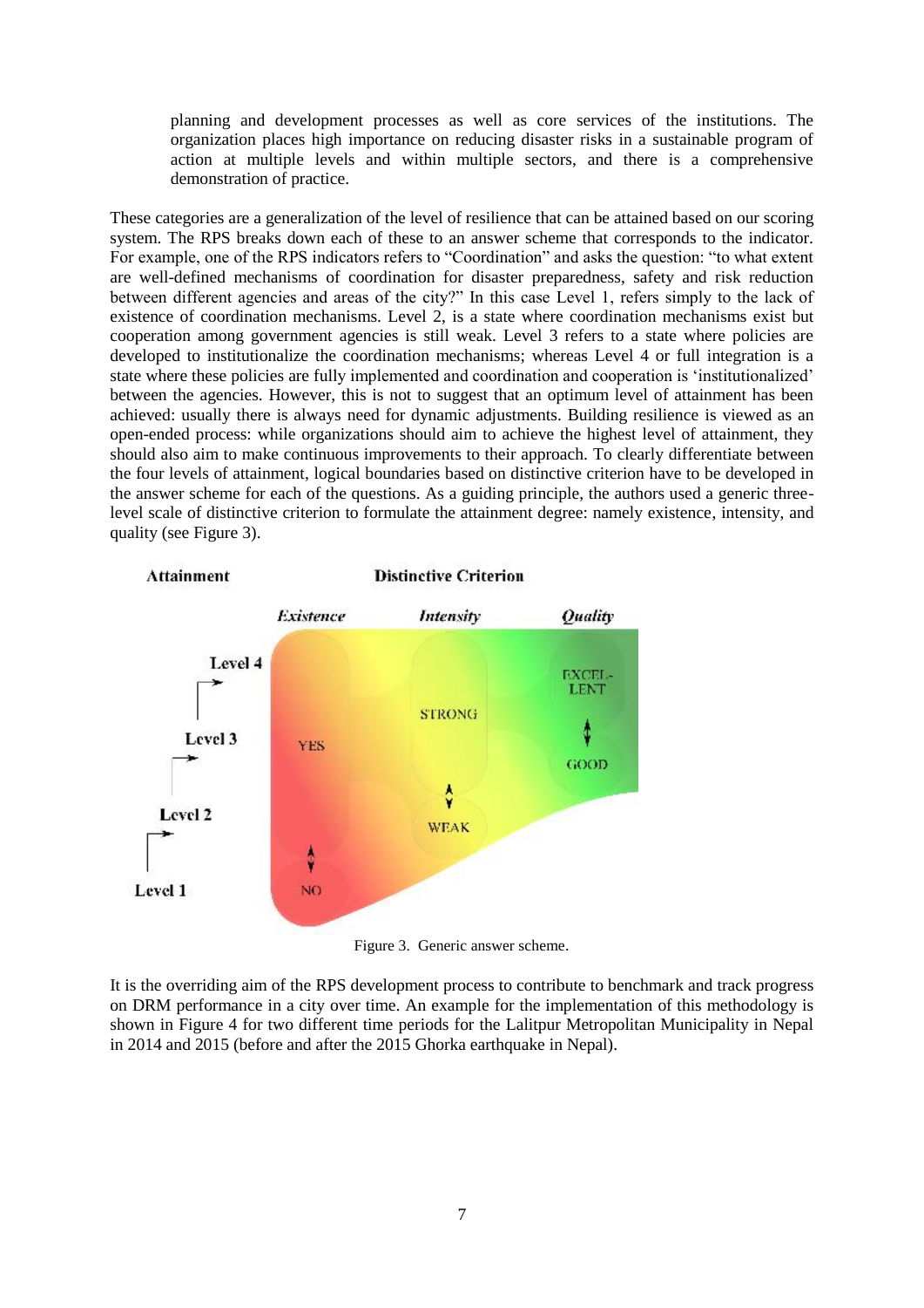planning and development processes as well as core services of the institutions. The organization places high importance on reducing disaster risks in a sustainable program of action at multiple levels and within multiple sectors, and there is a comprehensive demonstration of practice.

These categories are a generalization of the level of resilience that can be attained based on our scoring system. The RPS breaks down each of these to an answer scheme that corresponds to the indicator. For example, one of the RPS indicators refers to "Coordination" and asks the question: "to what extent are well-defined mechanisms of coordination for disaster preparedness, safety and risk reduction between different agencies and areas of the city?" In this case Level 1, refers simply to the lack of existence of coordination mechanisms. Level 2, is a state where coordination mechanisms exist but cooperation among government agencies is still weak. Level 3 refers to a state where policies are developed to institutionalize the coordination mechanisms; whereas Level 4 or full integration is a state where these policies are fully implemented and coordination and cooperation is 'institutionalized' between the agencies. However, this is not to suggest that an optimum level of attainment has been achieved: usually there is always need for dynamic adjustments. Building resilience is viewed as an open-ended process: while organizations should aim to achieve the highest level of attainment, they should also aim to make continuous improvements to their approach. To clearly differentiate between the four levels of attainment, logical boundaries based on distinctive criterion have to be developed in the answer scheme for each of the questions. As a guiding principle, the authors used a generic three-level scale of distinctive criterion to formulate the attainment degree: namely existence, intensity, and quality (see Figure 3).

Figure 3. Generic answer scheme.

It is the overriding aim of the RPS development process to contribute to benchmark and track progress on DRM performance in a city over time. An example for the implementation of this methodology is shown in Figure 4 for two different time periods for the Lalitpur Metropolitan Municipality in Nepal in 2014 and 2015 (before and after the 2015 Ghorka earthquake in Nepal).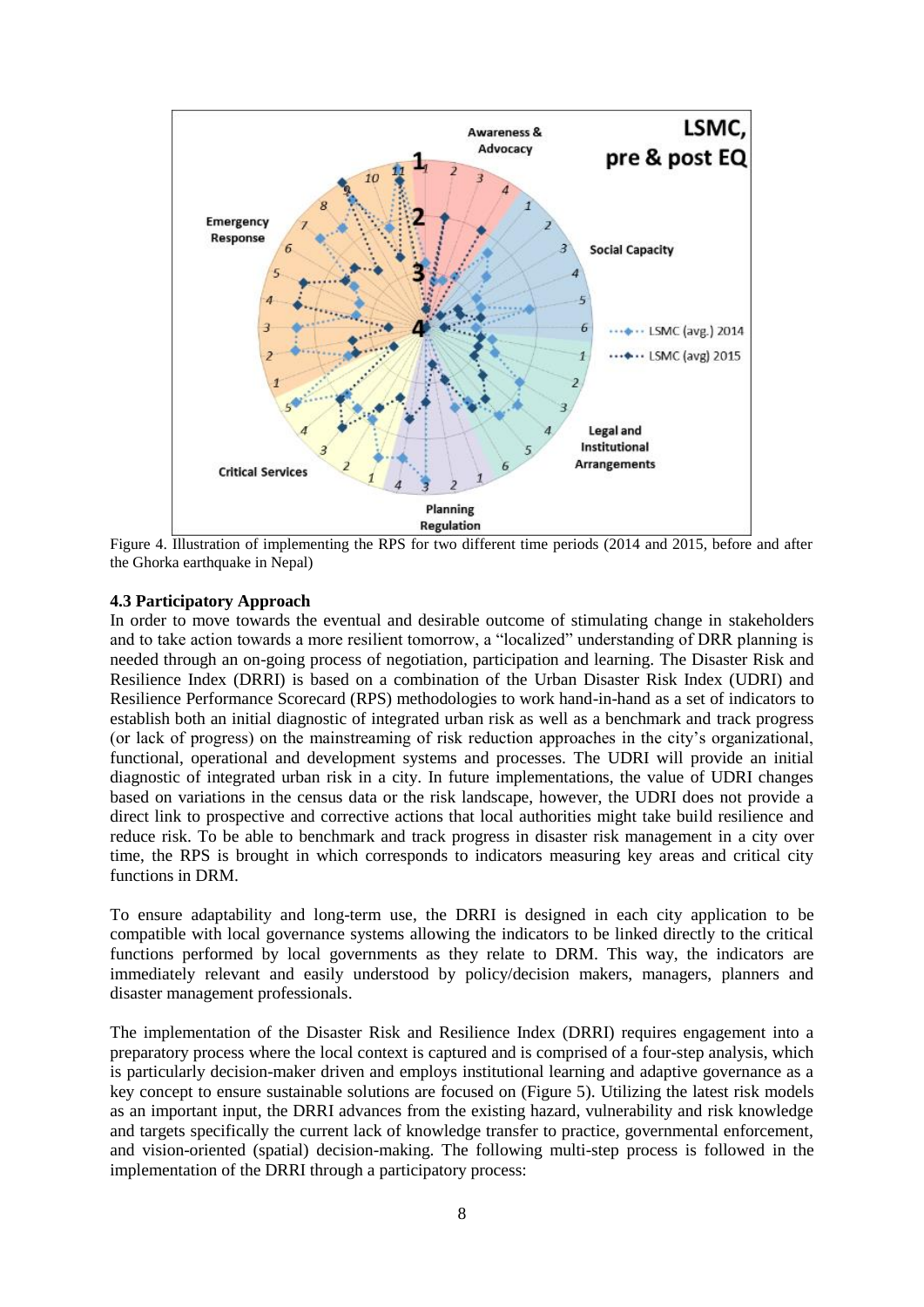Figure 4. Illustration of implementing the RPS for two different time periods (2014 and 2015, before and after the Ghorka earthquake in Nepal)

### 4.3 Participatory Approach

In order to move towards the eventual and desirable outcome of stimulating change in stakeholders and to take action towards a more resilient tomorrow, a "localized" understanding of DRR planning is needed through an on-going process of negotiation, participation and learning. The Disaster Risk and Resilience Index (DRRI) is based on a combination of the Urban Disaster Risk Index (UDRI) and Resilience Performance Scorecard (RPS) methodologies to work hand-in-hand as a set of indicators to establish both an initial diagnostic of integrated urban risk as well as a benchmark and track progress (or lack of progress) on the mainstreaming of risk reduction approaches in the city's organizational, functional, operational and development systems and processes. The UDRI will provide an initial diagnostic of integrated urban risk in a city. In future implementations, the value of UDRI changes based on variations in the census data or the risk landscape, however, the UDRI does not provide a direct link to prospective and corrective actions that local authorities might take build resilience and reduce risk. To be able to benchmark and track progress in disaster risk management in a city over time, the RPS is brought in which corresponds to indicators measuring key areas and critical city functions in DRM.

To ensure adaptability and long-term use, the DRRI is designed in each city application to be compatible with local governance systems allowing the indicators to be linked directly to the critical functions performed by local governments as they relate to DRM. This way, the indicators are immediately relevant and easily understood by policy/decision makers, managers, planners and disaster management professionals.

The implementation of the Disaster Risk and Resilience Index (DRRI) requires engagement into a preparatory process where the local context is captured and is comprised of a four-step analysis, which is particularly decision-maker driven and employs institutional learning and adaptive governance as a key concept to ensure sustainable solutions are focused on (Figure 5). Utilizing the latest risk models as an important input, the DRRI advances from the existing hazard, vulnerability and risk knowledge and targets specifically the current lack of knowledge transfer to practice, governmental enforcement, and vision-oriented (spatial) decision-making. The following multi-step process is followed in the implementation of the DRRI through a participatory process: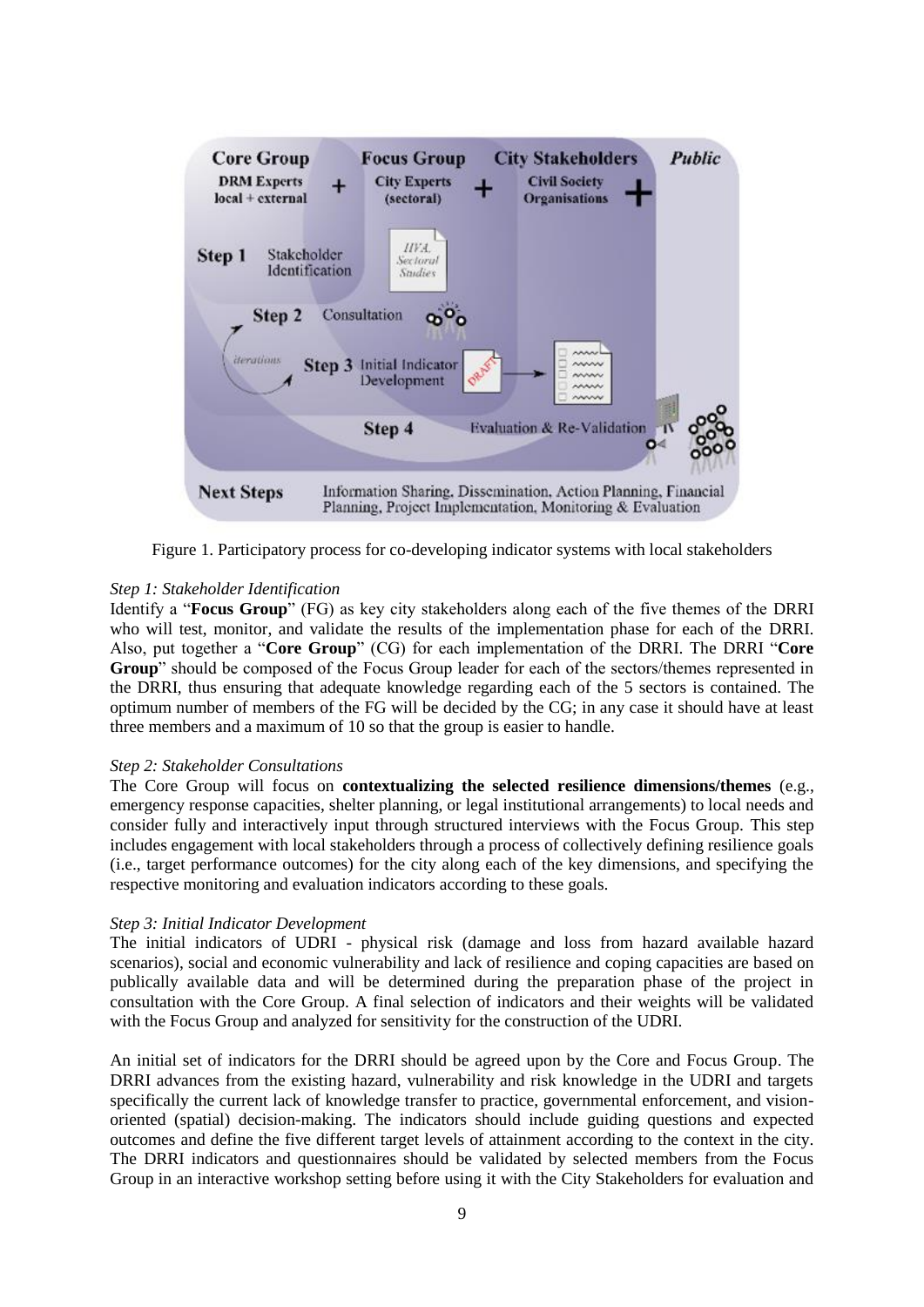Figure 1. Participatory process for co-developing indicator systems with local stakeholders

*Step 1: Stakeholder Identification*
Identify a "**Focus Group**" (FG) as key city stakeholders along each of the five themes of the DRRI who will test, monitor, and validate the results of the implementation phase for each of the DRRI. Also, put together a "**Core Group**" (CG) for each implementation of the DRRI. The DRRI "**Core Group**" should be composed of the Focus Group leader for each of the sectors/themes represented in the DRRI, thus ensuring that adequate knowledge regarding each of the 5 sectors is contained. The optimum number of members of the FG will be decided by the CG; in any case it should have at least three members and a maximum of 10 so that the group is easier to handle.

*Step 2: Stakeholder Consultations*
The Core Group will focus on **contextualizing the selected resilience dimensions/themes** (e.g., emergency response capacities, shelter planning, or legal institutional arrangements) to local needs and consider fully and interactively input through structured interviews with the Focus Group. This step includes engagement with local stakeholders through a process of collectively defining resilience goals (i.e., target performance outcomes) for the city along each of the key dimensions, and specifying the respective monitoring and evaluation indicators according to these goals.

*Step 3: Initial Indicator Development*
The initial indicators of UDRI - physical risk (damage and loss from hazard available hazard scenarios), social and economic vulnerability and lack of resilience and coping capacities are based on publically available data and will be determined during the preparation phase of the project in consultation with the Core Group. A final selection of indicators and their weights will be validated with the Focus Group and analyzed for sensitivity for the construction of the UDRI.

An initial set of indicators for the DRRI should be agreed upon by the Core and Focus Group. The DRRI advances from the existing hazard, vulnerability and risk knowledge in the UDRI and targets specifically the current lack of knowledge transfer to practice, governmental enforcement, and vision-oriented (spatial) decision-making. The indicators should include guiding questions and expected outcomes and define the five different target levels of attainment according to the context in the city. The DRRI indicators and questionnaires should be validated by selected members from the Focus Group in an interactive workshop setting before using it with the City Stakeholders for evaluation and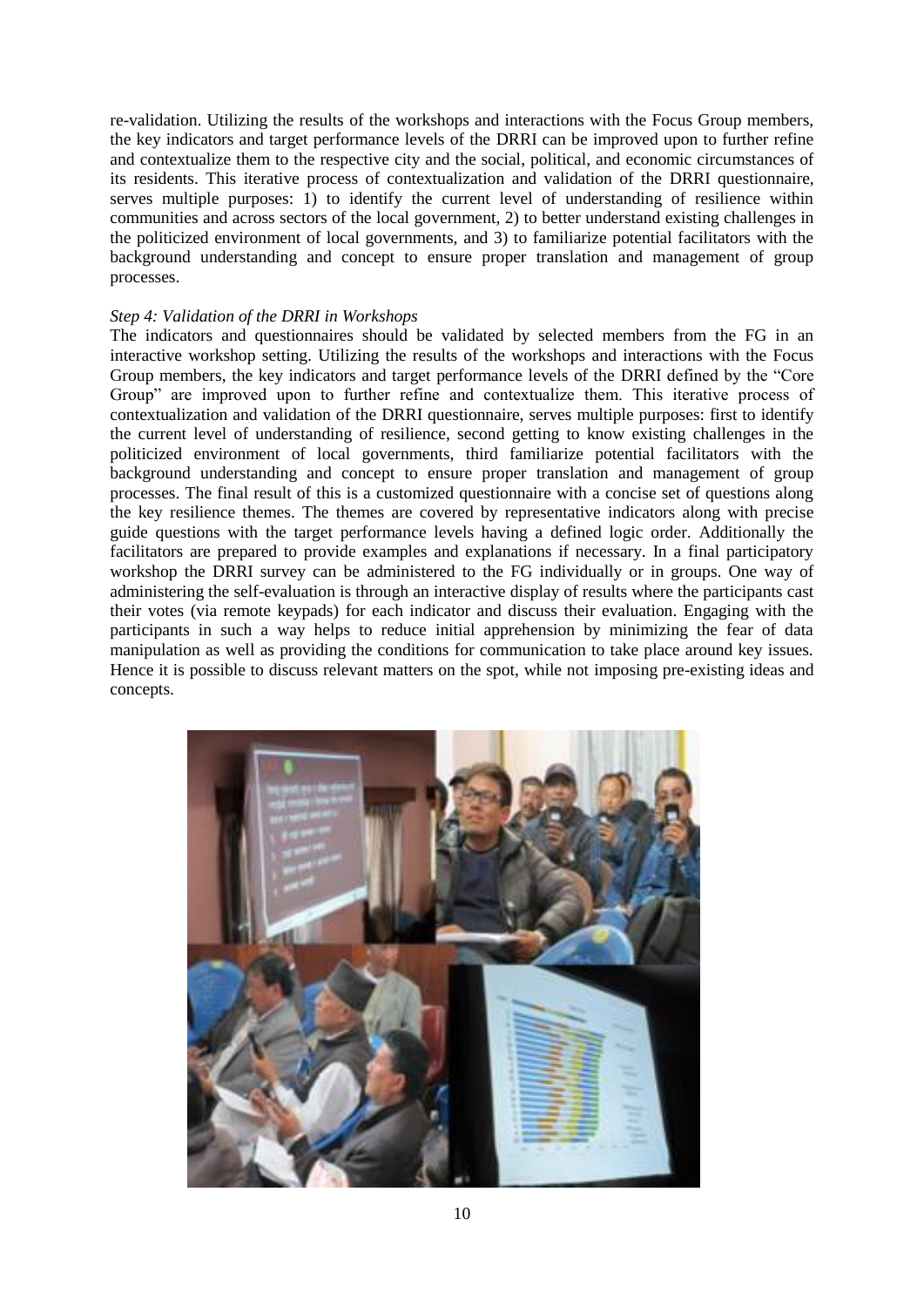re-validation. Utilizing the results of the workshops and interactions with the Focus Group members, the key indicators and target performance levels of the DRRI can be improved upon to further refine and contextualize them to the respective city and the social, political, and economic circumstances of its residents. This iterative process of contextualization and validation of the DRRI questionnaire, serves multiple purposes: 1) to identify the current level of understanding of resilience within communities and across sectors of the local government, 2) to better understand existing challenges in the politicized environment of local governments, and 3) to familiarize potential facilitators with the background understanding and concept to ensure proper translation and management of group processes.

*Step 4: Validation of the DRRI in Workshops*

The indicators and questionnaires should be validated by selected members from the FG in an interactive workshop setting. Utilizing the results of the workshops and interactions with the Focus Group members, the key indicators and target performance levels of the DRRI defined by the "Core Group" are improved upon to further refine and contextualize them. This iterative process of contextualization and validation of the DRRI questionnaire, serves multiple purposes: first to identify the current level of understanding of resilience, second getting to know existing challenges in the politicized environment of local governments, third familiarize potential facilitators with the background understanding and concept to ensure proper translation and management of group processes. The final result of this is a customized questionnaire with a concise set of questions along the key resilience themes. The themes are covered by representative indicators along with precise guide questions with the target performance levels having a defined logic order. Additionally the facilitators are prepared to provide examples and explanations if necessary. In a final participatory workshop the DRRI survey can be administered to the FG individually or in groups. One way of administering the self-evaluation is through an interactive display of results where the participants cast their votes (via remote keypads) for each indicator and discuss their evaluation. Engaging with the participants in such a way helps to reduce initial apprehension by minimizing the fear of data manipulation as well as providing the conditions for communication to take place around key issues. Hence it is possible to discuss relevant matters on the spot, while not imposing pre-existing ideas and concepts.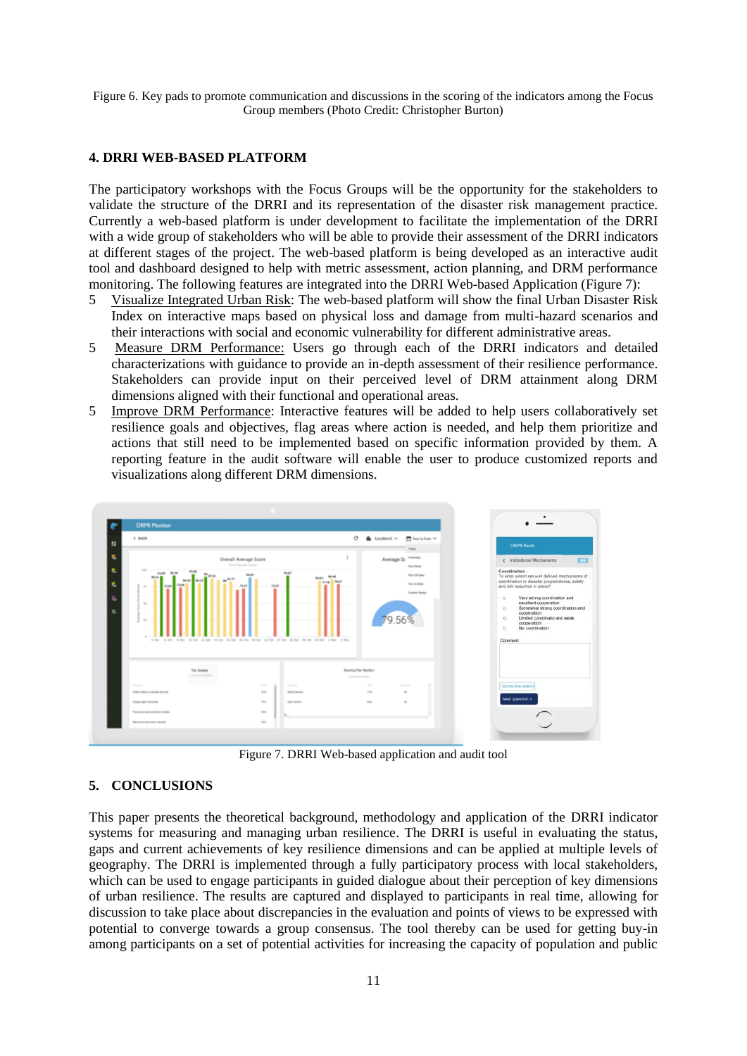Figure 6. Key pads to promote communication and discussions in the scoring of the indicators among the Focus Group members (Photo Credit: Christopher Burton)

## 4. DRRI WEB-BASED PLATFORM

The participatory workshops with the Focus Groups will be the opportunity for the stakeholders to validate the structure of the DRRI and its representation of the disaster risk management practice. Currently a web-based platform is under development to facilitate the implementation of the DRRI with a wide group of stakeholders who will be able to provide their assessment of the DRRI indicators at different stages of the project. The web-based platform is being developed as an interactive audit tool and dashboard designed to help with metric assessment, action planning, and DRM performance monitoring. The following features are integrated into the DRRI Web-based Application (Figure 7):

- Visualize Integrated Urban Risk: The web-based platform will show the final Urban Disaster Risk Index on interactive maps based on physical loss and damage from multi-hazard scenarios and their interactions with social and economic vulnerability for different administrative areas.
- Measure DRM Performance: Users go through each of the DRRI indicators and detailed characterizations with guidance to provide an in-depth assessment of their resilience performance. Stakeholders can provide input on their perceived level of DRM attainment along DRM dimensions aligned with their functional and operational areas.
- Improve DRM Performance: Interactive features will be added to help users collaboratively set resilience goals and objectives, flag areas where action is needed, and help them prioritize and actions that still need to be implemented based on specific information provided by them. A reporting feature in the audit software will enable the user to produce customized reports and visualizations along different DRM dimensions.

Figure 7. DRRI Web-based application and audit tool

## 5. CONCLUSIONS

This paper presents the theoretical background, methodology and application of the DRRI indicator systems for measuring and managing urban resilience. The DRRI is useful in evaluating the status, gaps and current achievements of key resilience dimensions and can be applied at multiple levels of geography. The DRRI is implemented through a fully participatory process with local stakeholders, which can be used to engage participants in guided dialogue about their perception of key dimensions of urban resilience. The results are captured and displayed to participants in real time, allowing for discussion to take place about discrepancies in the evaluation and points of views to be expressed with potential to converge towards a group consensus. The tool thereby can be used for getting buy-in among participants on a set of potential activities for increasing the capacity of population and public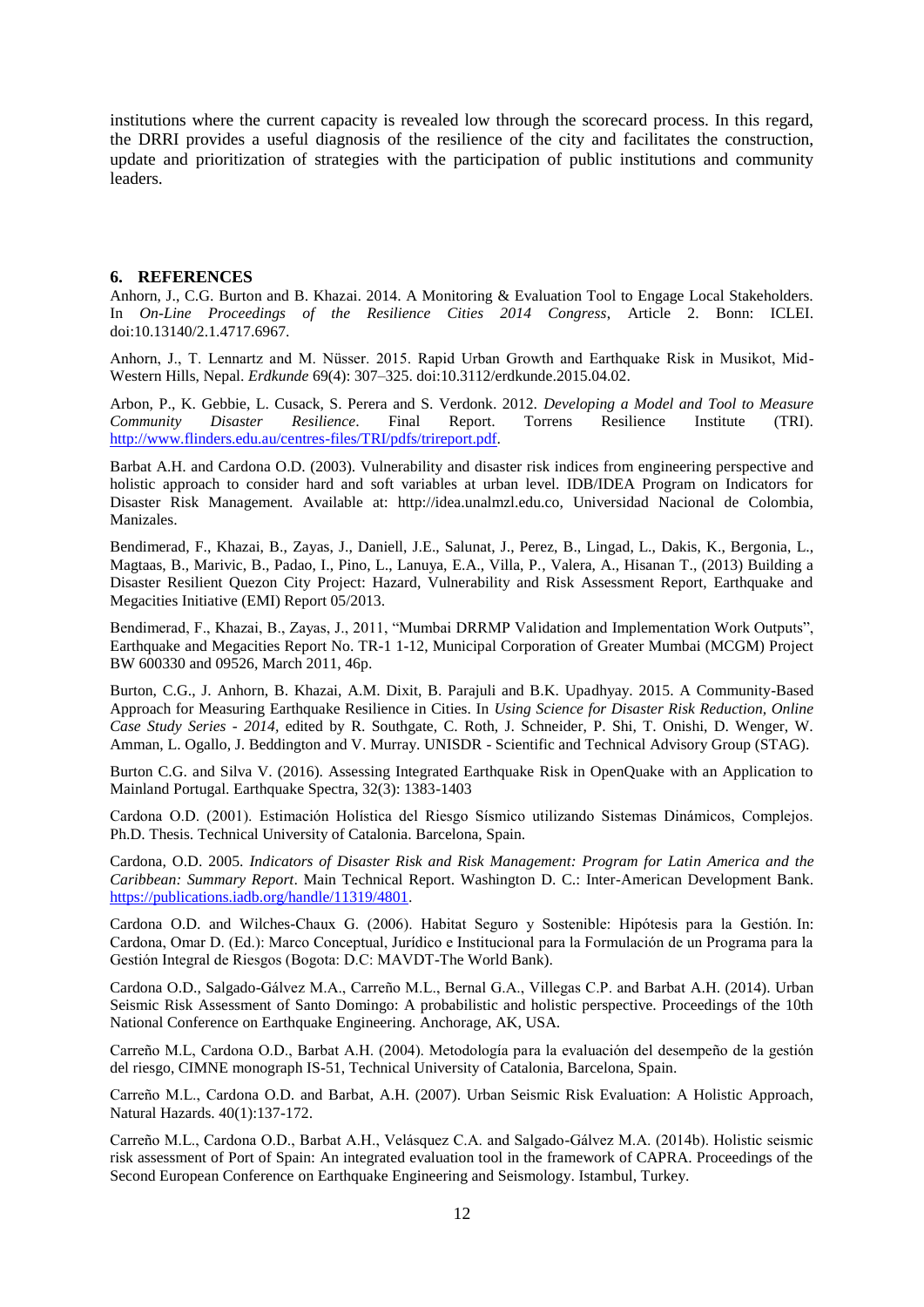institutions where the current capacity is revealed low through the scorecard process. In this regard, the DRRI provides a useful diagnosis of the resilience of the city and facilitates the construction, update and prioritization of strategies with the participation of public institutions and community leaders.

## 6. REFERENCES

Anhorn, J., C.G. Burton and B. Khazai. 2014. A Monitoring & Evaluation Tool to Engage Local Stakeholders. In *On-Line Proceedings of the Resilience Cities 2014 Congress*, Article 2. Bonn: ICLEI. doi:10.13140/2.1.4717.6967.

Anhorn, J., T. Lennartz and M. Nüsser. 2015. Rapid Urban Growth and Earthquake Risk in Musikot, Mid-Western Hills, Nepal. *Erdkunde* 69(4): 307–325. doi:10.3112/erdkunde.2015.04.02.

Arbon, P., K. Gebbie, L. Cusack, S. Perera and S. Verdonk. 2012. *Developing a Model and Tool to Measure Community Disaster Resilience*. Final Report. Torrens Resilience Institute (TRI). http://www.flinders.edu.au/centres-files/TRI/pdfs/trireport.pdf.

Barbat A.H. and Cardona O.D. (2003). Vulnerability and disaster risk indices from engineering perspective and holistic approach to consider hard and soft variables at urban level. IDB/IDEA Program on Indicators for Disaster Risk Management. Available at: http://idea.unalmzl.edu.co, Universidad Nacional de Colombia, Manizales.

Bendimerad, F., Khazai, B., Zayas, J., Daniell, J.E., Salunat, J., Perez, B., Lingad, L., Dakis, K., Bergonia, L., Magtaas, B., Marivic, B., Padao, I., Pino, L., Lanuya, E.A., Villa, P., Valera, A., Hisanan T., (2013) Building a Disaster Resilient Quezon City Project: Hazard, Vulnerability and Risk Assessment Report, Earthquake and Megacities Initiative (EMI) Report 05/2013.

Bendimerad, F., Khazai, B., Zayas, J., 2011, "Mumbai DRRMP Validation and Implementation Work Outputs", Earthquake and Megacities Report No. TR-1 1-12, Municipal Corporation of Greater Mumbai (MCGM) Project BW 600330 and 09526, March 2011, 46p.

Burton, C.G., J. Anhorn, B. Khazai, A.M. Dixit, B. Parajuli and B.K. Upadhyay. 2015. A Community-Based Approach for Measuring Earthquake Resilience in Cities. In *Using Science for Disaster Risk Reduction, Online Case Study Series - 2014*, edited by R. Southgate, C. Roth, J. Schneider, P. Shi, T. Onishi, D. Wenger, W. Amman, L. Ogallo, J. Beddington and V. Murray. UNISDR - Scientific and Technical Advisory Group (STAG).

Burton C.G. and Silva V. (2016). Assessing Integrated Earthquake Risk in OpenQuake with an Application to Mainland Portugal. Earthquake Spectra, 32(3): 1383-1403

Cardona O.D. (2001). Estimación Holística del Riesgo Sísmico utilizando Sistemas Dinámicos, Complejos. Ph.D. Thesis. Technical University of Catalonia. Barcelona, Spain.

Cardona, O.D. 2005. *Indicators of Disaster Risk and Risk Management: Program for Latin America and the Caribbean: Summary Report*. Main Technical Report. Washington D. C.: Inter-American Development Bank. https://publications.iadb.org/handle/11319/4801.

Cardona O.D. and Wilches-Chaux G. (2006). Habitat Seguro y Sostenible: Hipótesis para la Gestión. In: Cardona, Omar D. (Ed.): Marco Conceptual, Jurídico e Institucional para la Formulación de un Programa para la Gestión Integral de Riesgos (Bogota: D.C: MAVDT-The World Bank).

Cardona O.D., Salgado-Gálvez M.A., Carreño M.L., Bernal G.A., Villegas C.P. and Barbat A.H. (2014). Urban Seismic Risk Assessment of Santo Domingo: A probabilistic and holistic perspective. Proceedings of the 10th National Conference on Earthquake Engineering. Anchorage, AK, USA.

Carreño M.L, Cardona O.D., Barbat A.H. (2004). Metodología para la evaluación del desempeño de la gestión del riesgo, CIMNE monograph IS-51, Technical University of Catalonia, Barcelona, Spain.

Carreño M.L., Cardona O.D. and Barbat, A.H. (2007). Urban Seismic Risk Evaluation: A Holistic Approach, Natural Hazards. 40(1):137-172.

Carreño M.L., Cardona O.D., Barbat A.H., Velásquez C.A. and Salgado-Gálvez M.A. (2014b). Holistic seismic risk assessment of Port of Spain: An integrated evaluation tool in the framework of CAPRA. Proceedings of the Second European Conference on Earthquake Engineering and Seismology. Istambul, Turkey.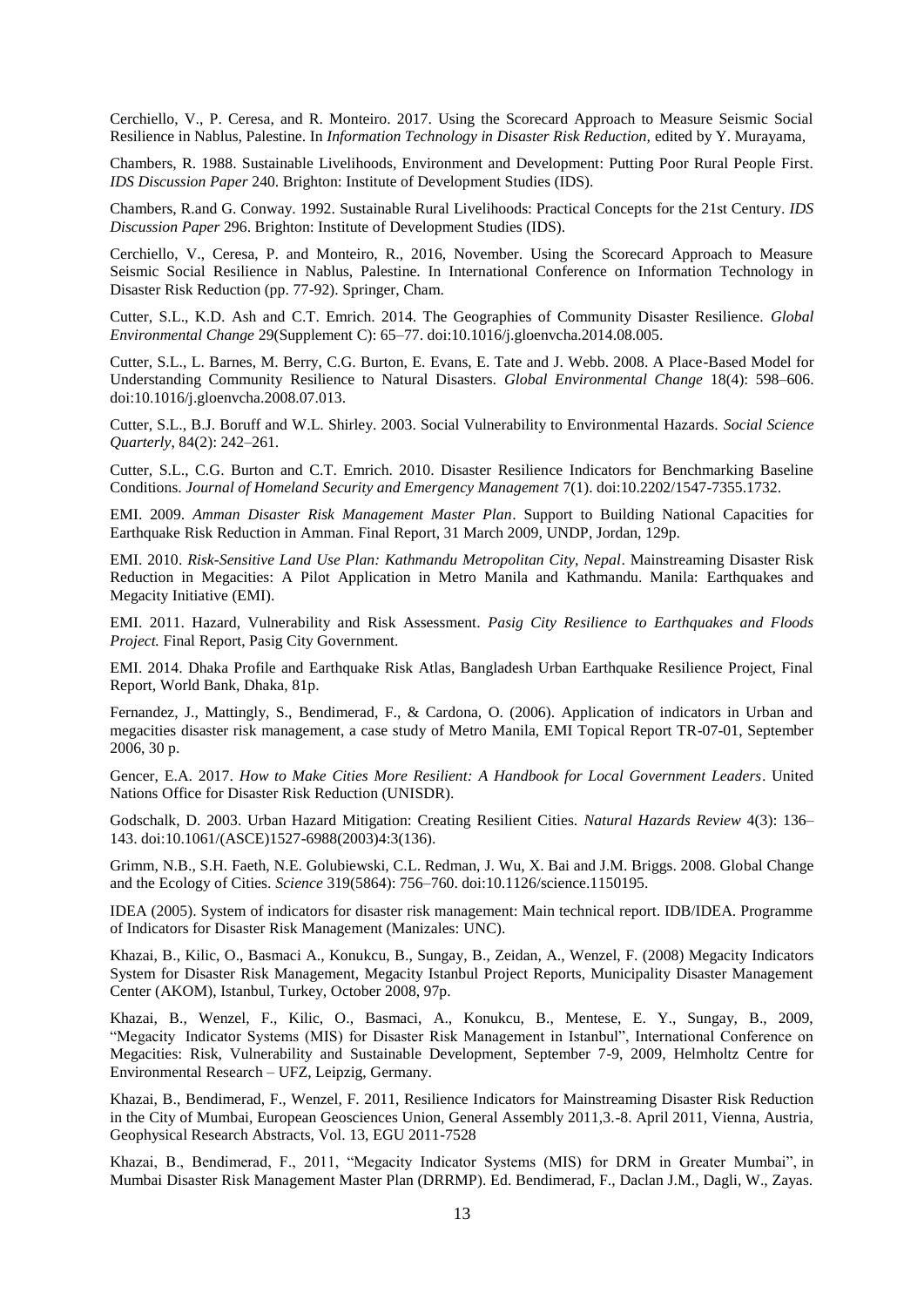Cerchiello, V., P. Ceresa, and R. Monteiro. 2017. Using the Scorecard Approach to Measure Seismic Social Resilience in Nablus, Palestine. In *Information Technology in Disaster Risk Reduction*, edited by Y. Murayama,

Chambers, R. 1988. Sustainable Livelihoods, Environment and Development: Putting Poor Rural People First. *IDS Discussion Paper* 240. Brighton: Institute of Development Studies (IDS).

Chambers, R.and G. Conway. 1992. Sustainable Rural Livelihoods: Practical Concepts for the 21st Century. *IDS Discussion Paper* 296. Brighton: Institute of Development Studies (IDS).

Cerchiello, V., Ceresa, P. and Monteiro, R., 2016, November. Using the Scorecard Approach to Measure Seismic Social Resilience in Nablus, Palestine. In International Conference on Information Technology in Disaster Risk Reduction (pp. 77-92). Springer, Cham.

Cutter, S.L., K.D. Ash and C.T. Emrich. 2014. The Geographies of Community Disaster Resilience. *Global Environmental Change* 29(Supplement C): 65–77. doi:10.1016/j.gloenvcha.2014.08.005.

Cutter, S.L., L. Barnes, M. Berry, C.G. Burton, E. Evans, E. Tate and J. Webb. 2008. A Place-Based Model for Understanding Community Resilience to Natural Disasters. *Global Environmental Change* 18(4): 598–606. doi:10.1016/j.gloenvcha.2008.07.013.

Cutter, S.L., B.J. Boruff and W.L. Shirley. 2003. Social Vulnerability to Environmental Hazards. *Social Science Quarterly*, 84(2): 242–261.

Cutter, S.L., C.G. Burton and C.T. Emrich. 2010. Disaster Resilience Indicators for Benchmarking Baseline Conditions. *Journal of Homeland Security and Emergency Management* 7(1). doi:10.2202/1547-7355.1732.

EMI. 2009. *Amman Disaster Risk Management Master Plan*. Support to Building National Capacities for Earthquake Risk Reduction in Amman. Final Report, 31 March 2009, UNDP, Jordan, 129p.

EMI. 2010. *Risk-Sensitive Land Use Plan: Kathmandu Metropolitan City, Nepal*. Mainstreaming Disaster Risk Reduction in Megacities: A Pilot Application in Metro Manila and Kathmandu. Manila: Earthquakes and Megacity Initiative (EMI).

EMI. 2011. Hazard, Vulnerability and Risk Assessment. *Pasig City Resilience to Earthquakes and Floods Project.* Final Report, Pasig City Government.

EMI. 2014. Dhaka Profile and Earthquake Risk Atlas, Bangladesh Urban Earthquake Resilience Project, Final Report, World Bank, Dhaka, 81p.

Fernandez, J., Mattingly, S., Bendimerad, F., & Cardona, O. (2006). Application of indicators in Urban and megacities disaster risk management, a case study of Metro Manila, EMI Topical Report TR-07-01, September 2006, 30 p.

Gencer, E.A. 2017. *How to Make Cities More Resilient: A Handbook for Local Government Leaders*. United Nations Office for Disaster Risk Reduction (UNISDR).

Godschalk, D. 2003. Urban Hazard Mitigation: Creating Resilient Cities. *Natural Hazards Review* 4(3): 136–143. doi:10.1061/(ASCE)1527-6988(2003)4:3(136).

Grimm, N.B., S.H. Faeth, N.E. Golubiewski, C.L. Redman, J. Wu, X. Bai and J.M. Briggs. 2008. Global Change and the Ecology of Cities. *Science* 319(5864): 756–760. doi:10.1126/science.1150195.

IDEA (2005). System of indicators for disaster risk management: Main technical report. IDB/IDEA. Programme of Indicators for Disaster Risk Management (Manizales: UNC).

Khazai, B., Kilic, O., Basmaci A., Konukcu, B., Sungay, B., Zeidan, A., Wenzel, F. (2008) Megacity Indicators System for Disaster Risk Management, Megacity Istanbul Project Reports, Municipality Disaster Management Center (AKOM), Istanbul, Turkey, October 2008, 97p.

Khazai, B., Wenzel, F., Kilic, O., Basmaci, A., Konukcu, B., Mentese, E. Y., Sungay, B., 2009, "Megacity Indicator Systems (MIS) for Disaster Risk Management in Istanbul", International Conference on Megacities: Risk, Vulnerability and Sustainable Development, September 7-9, 2009, Helmholtz Centre for Environmental Research – UFZ, Leipzig, Germany.

Khazai, B., Bendimerad, F., Wenzel, F. 2011, Resilience Indicators for Mainstreaming Disaster Risk Reduction in the City of Mumbai, European Geosciences Union, General Assembly 2011,3.-8. April 2011, Vienna, Austria, Geophysical Research Abstracts, Vol. 13, EGU 2011-7528

Khazai, B., Bendimerad, F., 2011, "Megacity Indicator Systems (MIS) for DRM in Greater Mumbai", in Mumbai Disaster Risk Management Master Plan (DRRMP). Ed. Bendimerad, F., Daclan J.M., Dagli, W., Zayas.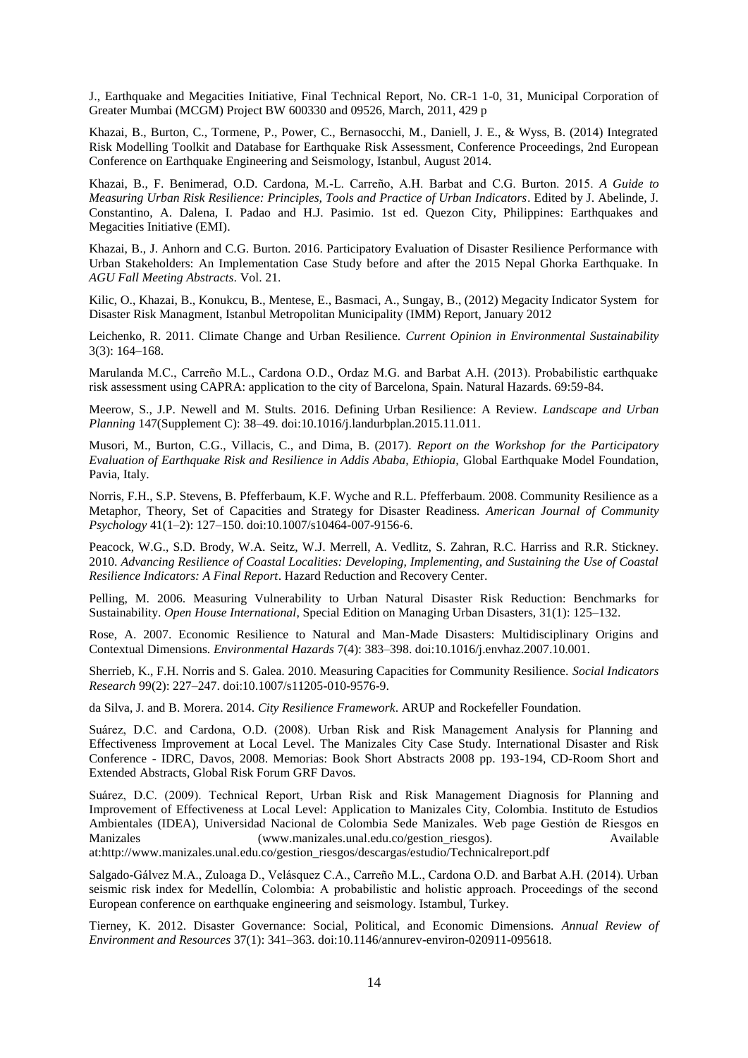J., Earthquake and Megacities Initiative, Final Technical Report, No. CR-1 1-0, 31, Municipal Corporation of Greater Mumbai (MCGM) Project BW 600330 and 09526, March, 2011, 429 p

Khazai, B., Burton, C., Tormene, P., Power, C., Bernasocchi, M., Daniell, J. E., & Wyss, B. (2014) Integrated Risk Modelling Toolkit and Database for Earthquake Risk Assessment, Conference Proceedings, 2nd European Conference on Earthquake Engineering and Seismology, Istanbul, August 2014.

Khazai, B., F. Benimerad, O.D. Cardona, M.-L. Carreño, A.H. Barbat and C.G. Burton. 2015. *A Guide to Measuring Urban Risk Resilience: Principles, Tools and Practice of Urban Indicators*. Edited by J. Abelinde, J. Constantino, A. Dalena, I. Padao and H.J. Pasimio. 1st ed. Quezon City, Philippines: Earthquakes and Megacities Initiative (EMI).

Khazai, B., J. Anhorn and C.G. Burton. 2016. Participatory Evaluation of Disaster Resilience Performance with Urban Stakeholders: An Implementation Case Study before and after the 2015 Nepal Ghorka Earthquake. In *AGU Fall Meeting Abstracts*. Vol. 21.

Kilic, O., Khazai, B., Konukcu, B., Mentese, E., Basmaci, A., Sungay, B., (2012) Megacity Indicator System for Disaster Risk Managment, Istanbul Metropolitan Municipality (IMM) Report, January 2012

Leichenko, R. 2011. Climate Change and Urban Resilience. *Current Opinion in Environmental Sustainability* 3(3): 164–168.

Marulanda M.C., Carreño M.L., Cardona O.D., Ordaz M.G. and Barbat A.H. (2013). Probabilistic earthquake risk assessment using CAPRA: application to the city of Barcelona, Spain. Natural Hazards. 69:59-84.

Meerow, S., J.P. Newell and M. Stults. 2016. Defining Urban Resilience: A Review. *Landscape and Urban Planning* 147(Supplement C): 38–49. doi:10.1016/j.landurbplan.2015.11.011.

Musori, M., Burton, C.G., Villacis, C., and Dima, B. (2017). *Report on the Workshop for the Participatory Evaluation of Earthquake Risk and Resilience in Addis Ababa, Ethiopia*, Global Earthquake Model Foundation, Pavia, Italy.

Norris, F.H., S.P. Stevens, B. Pfefferbaum, K.F. Wyche and R.L. Pfefferbaum. 2008. Community Resilience as a Metaphor, Theory, Set of Capacities and Strategy for Disaster Readiness. *American Journal of Community Psychology* 41(1–2): 127–150. doi:10.1007/s10464-007-9156-6.

Peacock, W.G., S.D. Brody, W.A. Seitz, W.J. Merrell, A. Vedlitz, S. Zahran, R.C. Harriss and R.R. Stickney. 2010. *Advancing Resilience of Coastal Localities: Developing, Implementing, and Sustaining the Use of Coastal Resilience Indicators: A Final Report*. Hazard Reduction and Recovery Center.

Pelling, M. 2006. Measuring Vulnerability to Urban Natural Disaster Risk Reduction: Benchmarks for Sustainability. *Open House International*, Special Edition on Managing Urban Disasters, 31(1): 125–132.

Rose, A. 2007. Economic Resilience to Natural and Man-Made Disasters: Multidisciplinary Origins and Contextual Dimensions. *Environmental Hazards* 7(4): 383–398. doi:10.1016/j.envhaz.2007.10.001.

Sherrieb, K., F.H. Norris and S. Galea. 2010. Measuring Capacities for Community Resilience. *Social Indicators Research* 99(2): 227–247. doi:10.1007/s11205-010-9576-9.

da Silva, J. and B. Morera. 2014. *City Resilience Framework*. ARUP and Rockefeller Foundation.

Suárez, D.C. and Cardona, O.D. (2008). Urban Risk and Risk Management Analysis for Planning and Effectiveness Improvement at Local Level. The Manizales City Case Study. International Disaster and Risk Conference - IDRC, Davos, 2008. Memorias: Book Short Abstracts 2008 pp. 193-194, CD-Room Short and Extended Abstracts, Global Risk Forum GRF Davos.

Suárez, D.C. (2009). Technical Report, Urban Risk and Risk Management Diagnosis for Planning and Improvement of Effectiveness at Local Level: Application to Manizales City, Colombia. Instituto de Estudios Ambientales (IDEA), Universidad Nacional de Colombia Sede Manizales. Web page Gestión de Riesgos en Manizales (www.manizales.unal.edu.co/gestion_riesgos). Available at:http://www.manizales.unal.edu.co/gestion_riesgos/descargas/estudio/Technicalreport.pdf

Salgado-Gálvez M.A., Zuloaga D., Velásquez C.A., Carreño M.L., Cardona O.D. and Barbat A.H. (2014). Urban seismic risk index for Medellín, Colombia: A probabilistic and holistic approach. Proceedings of the second European conference on earthquake engineering and seismology. Istambul, Turkey.

Tierney, K. 2012. Disaster Governance: Social, Political, and Economic Dimensions. *Annual Review of Environment and Resources* 37(1): 341–363. doi:10.1146/annurev-environ-020911-095618.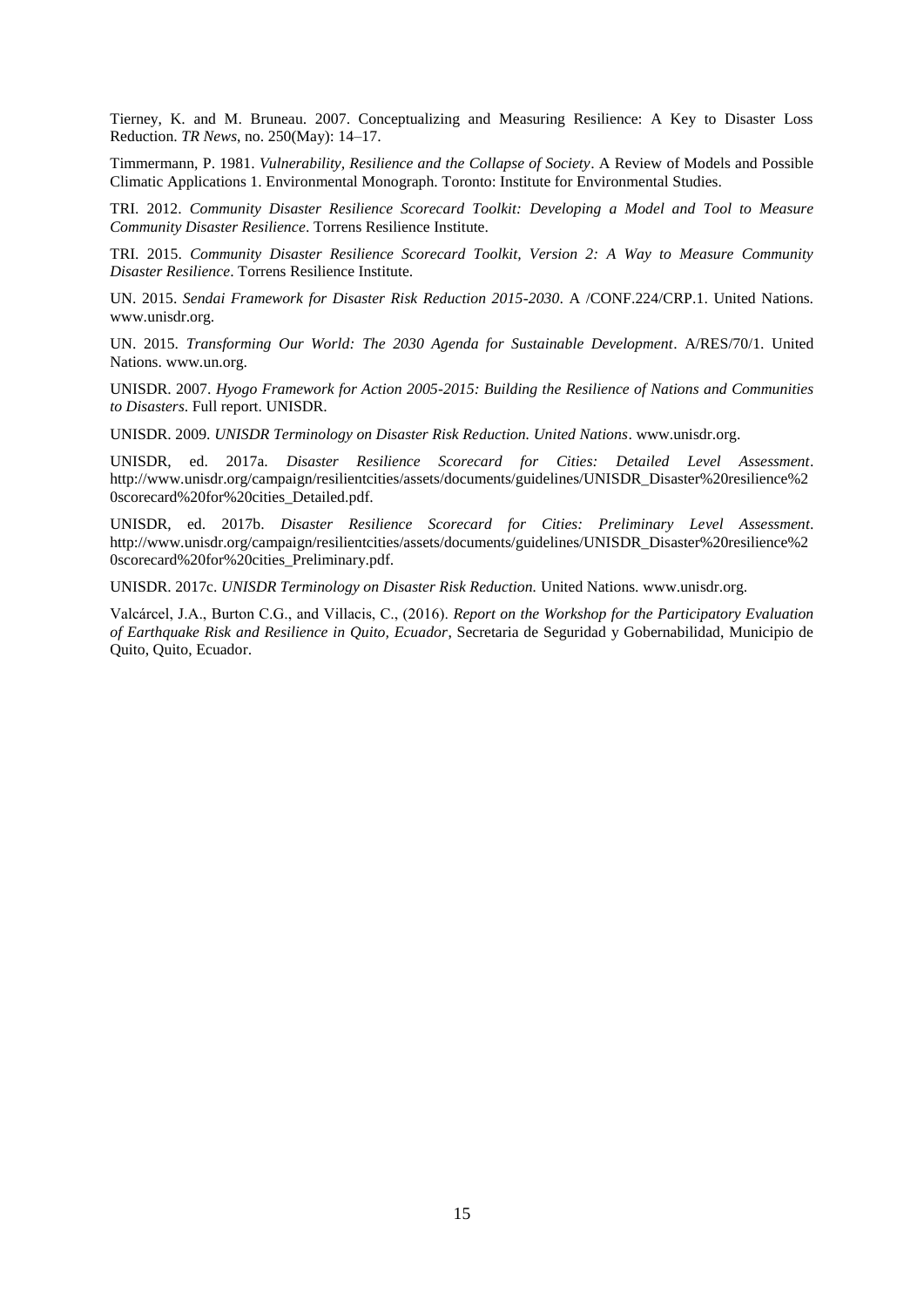Tierney, K. and M. Bruneau. 2007. Conceptualizing and Measuring Resilience: A Key to Disaster Loss Reduction. *TR News*, no. 250(May): 14–17.

Timmermann, P. 1981. *Vulnerability, Resilience and the Collapse of Society*. A Review of Models and Possible Climatic Applications 1. Environmental Monograph. Toronto: Institute for Environmental Studies.

TRI. 2012. *Community Disaster Resilience Scorecard Toolkit: Developing a Model and Tool to Measure Community Disaster Resilience*. Torrens Resilience Institute.

TRI. 2015. *Community Disaster Resilience Scorecard Toolkit, Version 2: A Way to Measure Community Disaster Resilience*. Torrens Resilience Institute.

UN. 2015. *Sendai Framework for Disaster Risk Reduction 2015-2030*. A /CONF.224/CRP.1. United Nations. www.unisdr.org.

UN. 2015. *Transforming Our World: The 2030 Agenda for Sustainable Development*. A/RES/70/1. United Nations. www.un.org.

UNISDR. 2007. *Hyogo Framework for Action 2005-2015: Building the Resilience of Nations and Communities to Disasters*. Full report. UNISDR.

UNISDR. 2009. *UNISDR Terminology on Disaster Risk Reduction. United Nations*. www.unisdr.org.

UNISDR, ed. 2017a. *Disaster Resilience Scorecard for Cities: Detailed Level Assessment*. http://www.unisdr.org/campaign/resilientcities/assets/documents/guidelines/UNISDR_Disaster%20resilience%20scorecard%20for%20cities_Detailed.pdf.

UNISDR, ed. 2017b. *Disaster Resilience Scorecard for Cities: Preliminary Level Assessment*. http://www.unisdr.org/campaign/resilientcities/assets/documents/guidelines/UNISDR_Disaster%20resilience%20scorecard%20for%20cities_Preliminary.pdf.

UNISDR. 2017c. *UNISDR Terminology on Disaster Risk Reduction.* United Nations. www.unisdr.org.

Valcárcel, J.A., Burton C.G., and Villacis, C., (2016). *Report on the Workshop for the Participatory Evaluation of Earthquake Risk and Resilience in Quito, Ecuador*, Secretaria de Seguridad y Gobernabilidad, Municipio de Quito, Quito, Ecuador.